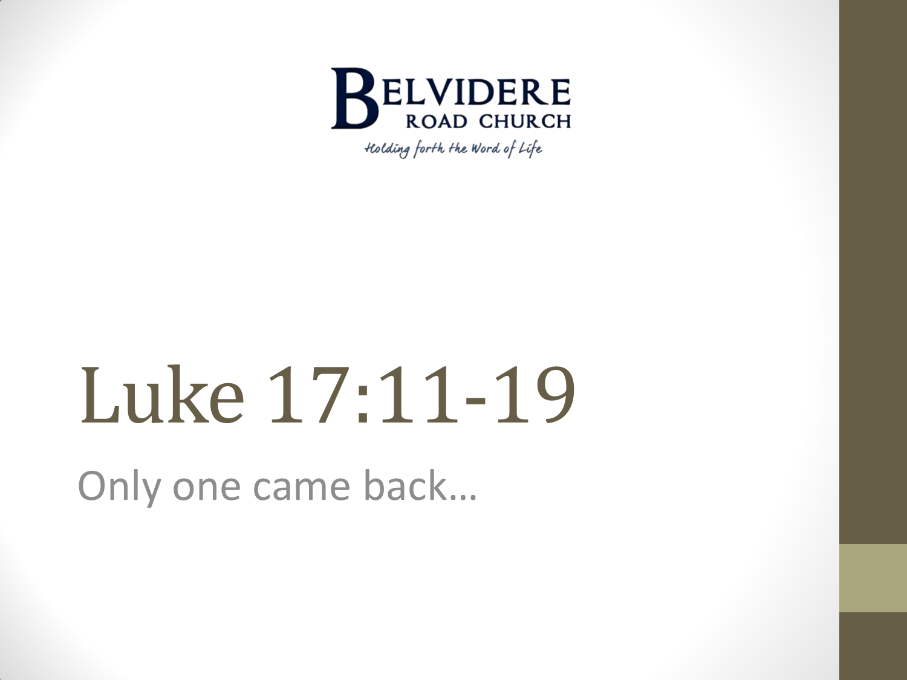BELVIDERE ROAD CHURCH

*Holding forth the Word of Life*

# Luke 17:11-19

Only one came back…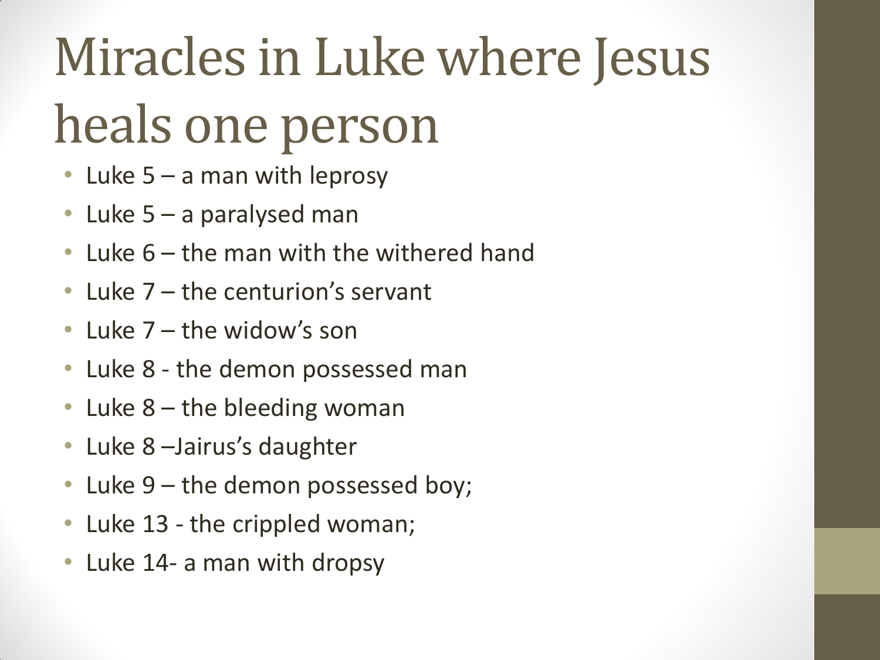# Miracles in Luke where Jesus heals one person

- Luke 5 – a man with leprosy
- Luke 5 – a paralysed man
- Luke 6 – the man with the withered hand
- Luke 7 – the centurion's servant
- Luke 7 – the widow's son
- Luke 8 - the demon possessed man
- Luke 8 – the bleeding woman
- Luke 8 –Jairus's daughter
- Luke 9 – the demon possessed boy;
- Luke 13 - the crippled woman;
- Luke 14- a man with dropsy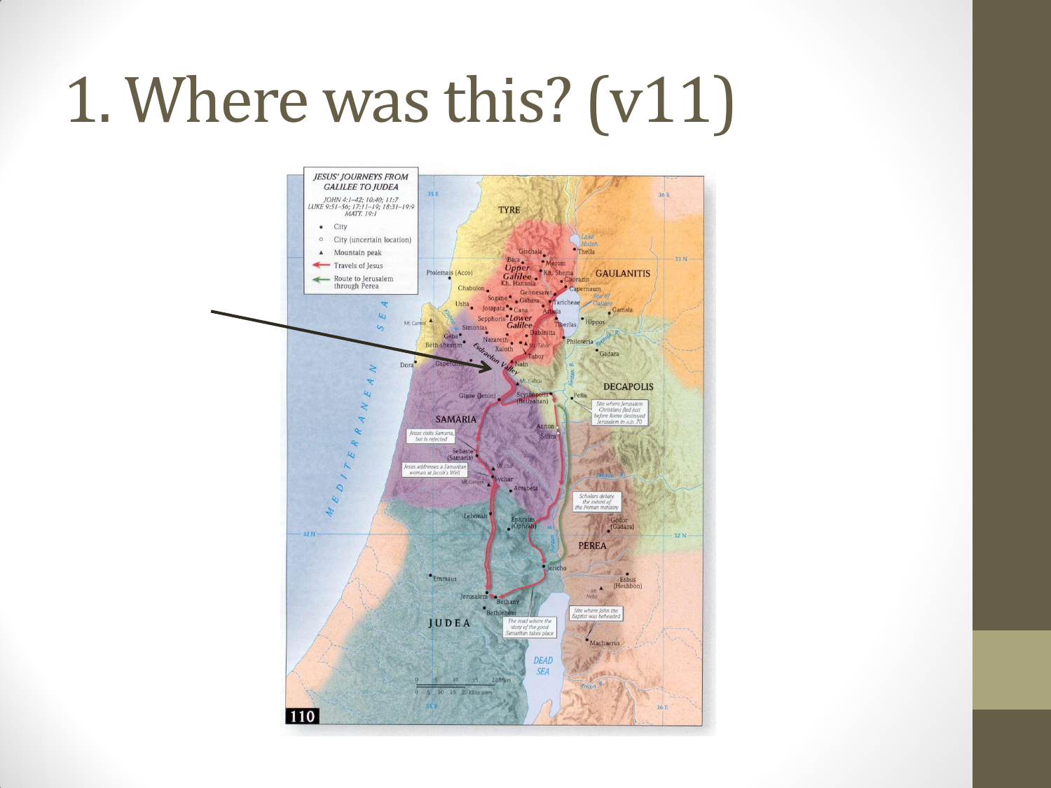# 1. Where was this? (v11)

**JESUS' JOURNEYS FROM GALILEE TO JUDEA**

JOHN 4:1–42; 10:40; 11:7
LUKE 9:51–56; 17:11–19; 18:31–19:9
MATT. 19:1

- City
- City (uncertain location)
- Mountain peak
- Travels of Jesus
- Route to Jerusalem through Perea

TYRE · GAULANITIS · DECAPOLIS · SAMARIA · PEREA · JUDEA · MEDITERRANEAN SEA · DEAD SEA

Lake Huleh · Sea of Galilee · Upper Galilee · Lower Galilee · Esdraelon Valley · Jordan R.

Gischala · Thella · Baca · Merom · Kh. Shema · Ptolemais (Acco) · Chorazin · Kh. Hanania · Capernaum · Chabulon · Gennesaret · Sogane · Gabara · Taricheae · Usha · Jotapata · Cana · Arbela · Gamala · Sepphoris · Tiberias · Hippos · Mt. Carmel · Simonias · Dabaritta · Geba · Nazareth · Philoteria · Beth-shearim · Xaloth · Mt. Tabor · Tabor · Gadara · Dora · Caperco... · Nain · Mt. Gilboa · Ginae (Jenin) · Scythopolis (Beth-shan) · Pella · Aenon · Salim · Sebaste (Samaria) · Mt. Ebal · Sychar · Mt. Gerizim · Acrabeta · Lebonah · Ephraim (Ophrah) · Gedor (Gadara) · Jericho · Emmaus · Jerusalem · Bethany · Bethlehem · Esbus (Heshbon) · Mt. Nebo · Machaerus · Jabbok R. · Arnon R.

Site where Jerusalem Christians fled just before Rome destroyed Jerusalem in A.D. 70

Jesus visits Samaria, but is rejected

Jesus addresses a Samaritan woman at Jacob's Well

Scholars debate the extent of the Perean ministry

Site where John the Baptist was beheaded

The road where the story of the good Samaritan takes place

0 5 10 15 20 Miles
0 5 10 15 20 Kilometers

35 E · 36 E · 33 N · 32 N

110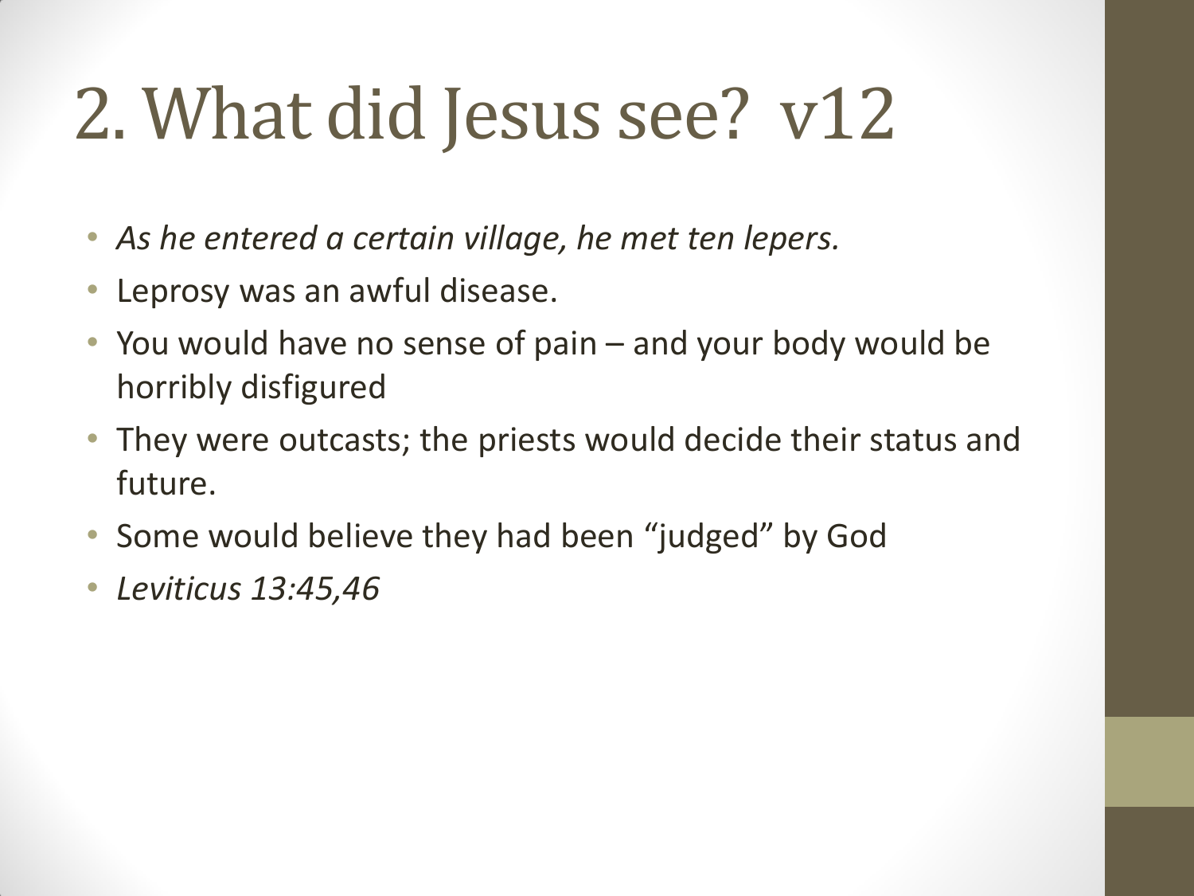# 2. What did Jesus see? v12

- *As he entered a certain village, he met ten lepers.*
- Leprosy was an awful disease.
- You would have no sense of pain – and your body would be horribly disfigured
- They were outcasts; the priests would decide their status and future.
- Some would believe they had been "judged" by God
- *Leviticus 13:45,46*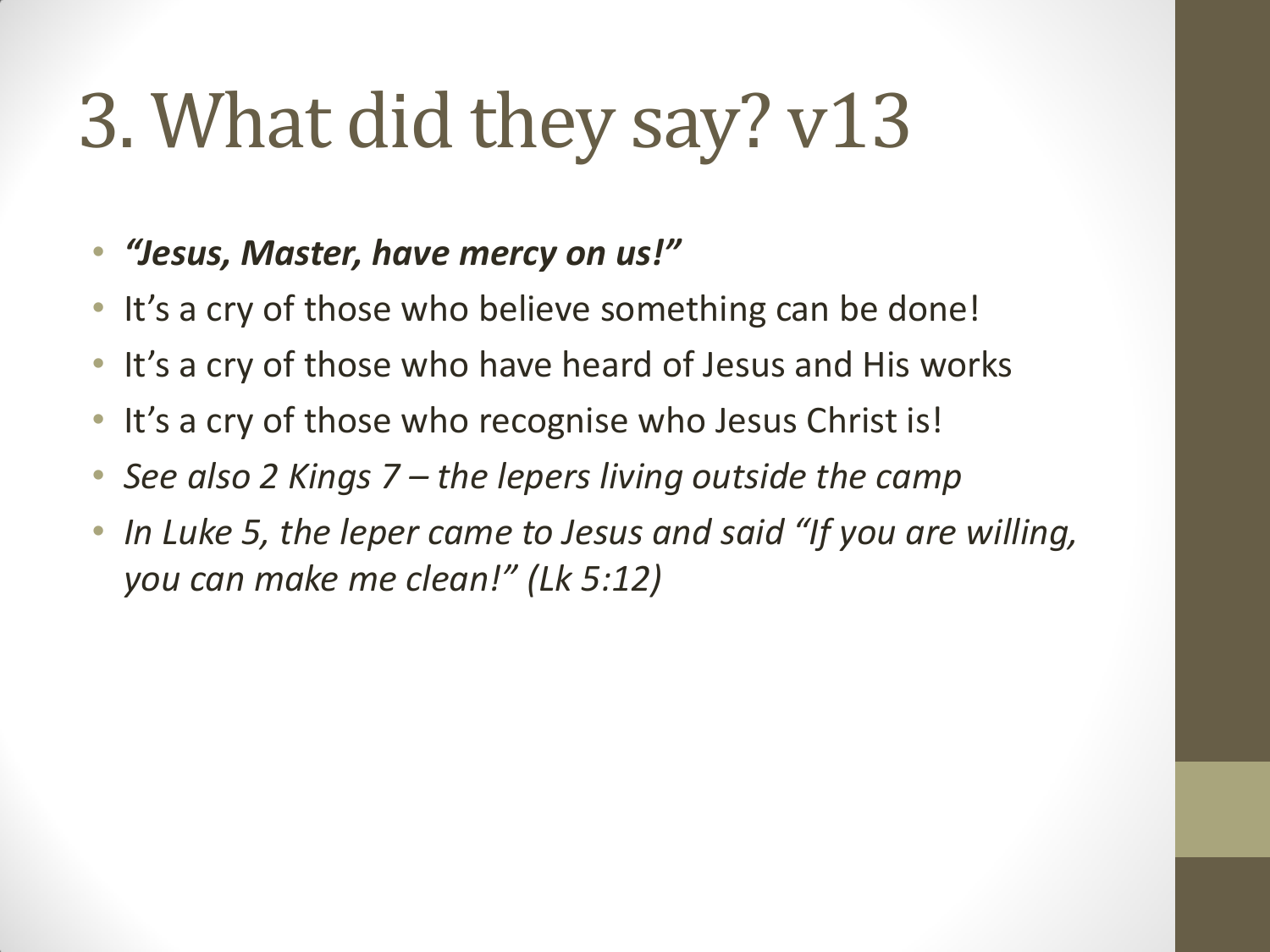# 3. What did they say? v13

- ***"Jesus, Master, have mercy on us!"***
- It's a cry of those who believe something can be done!
- It's a cry of those who have heard of Jesus and His works
- It's a cry of those who recognise who Jesus Christ is!
- *See also 2 Kings 7 – the lepers living outside the camp*
- *In Luke 5, the leper came to Jesus and said "If you are willing, you can make me clean!" (Lk 5:12)*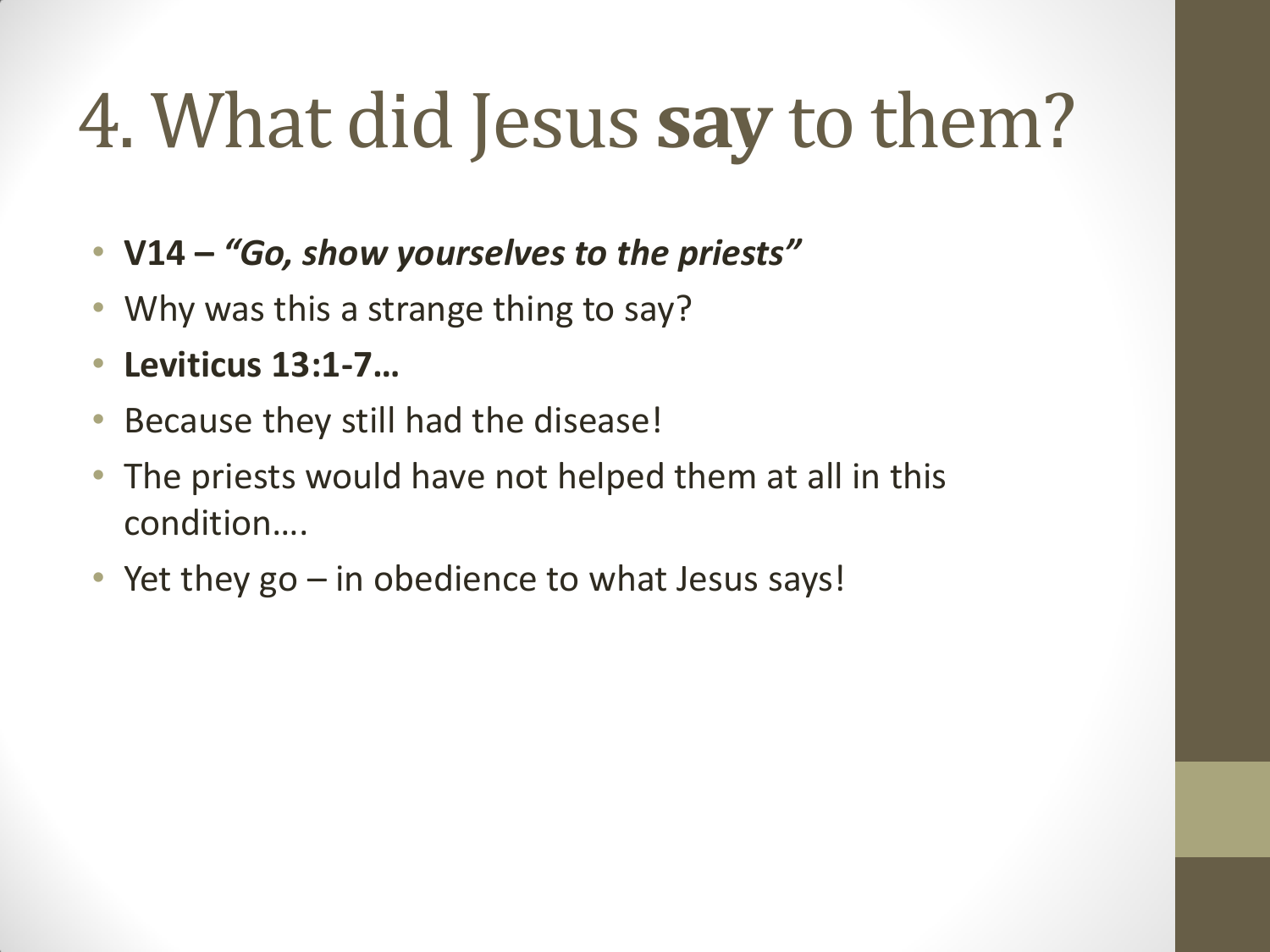# 4. What did Jesus **say** to them?

- **V14 – *"Go, show yourselves to the priests"***
- Why was this a strange thing to say?
- **Leviticus 13:1-7…**
- Because they still had the disease!
- The priests would have not helped them at all in this condition….
- Yet they go – in obedience to what Jesus says!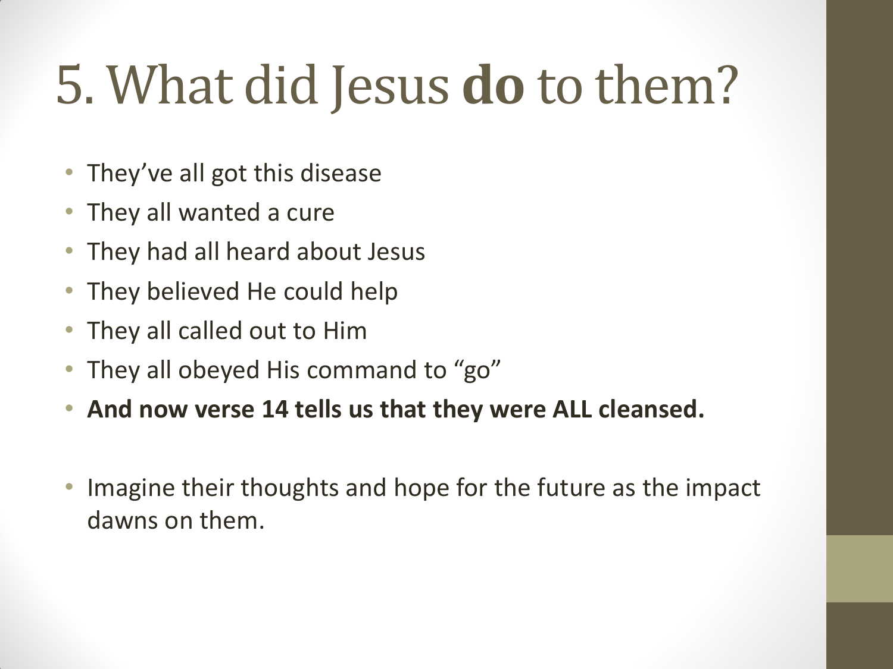# 5. What did Jesus **do** to them?

- They've all got this disease
- They all wanted a cure
- They had all heard about Jesus
- They believed He could help
- They all called out to Him
- They all obeyed His command to "go"
- **And now verse 14 tells us that they were ALL cleansed.**

- Imagine their thoughts and hope for the future as the impact dawns on them.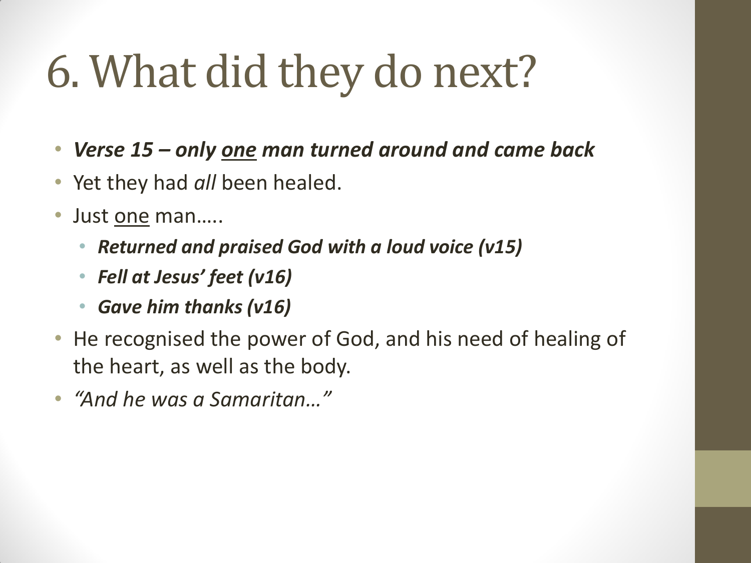# 6. What did they do next?

- ***Verse 15 – only <u>one</u> man turned around and came back***
- Yet they had *all* been healed.
- Just <u>one</u> man…..
  - ***Returned and praised God with a loud voice (v15)***
  - ***Fell at Jesus' feet (v16)***
  - ***Gave him thanks (v16)***
- He recognised the power of God, and his need of healing of the heart, as well as the body.
- *"And he was a Samaritan…"*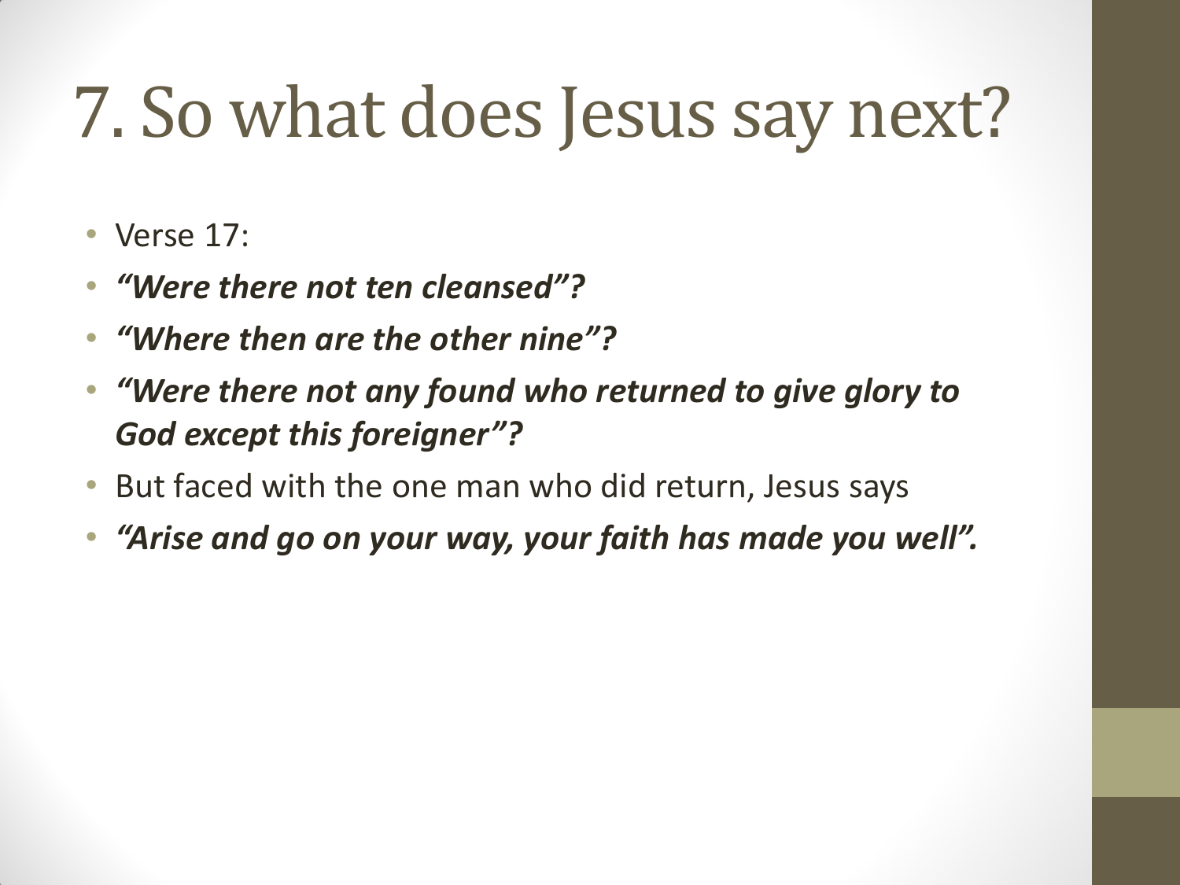# 7. So what does Jesus say next?

- Verse 17:
- ***"Were there not ten cleansed"?***
- ***"Where then are the other nine"?***
- ***"Were there not any found who returned to give glory to God except this foreigner"?***
- But faced with the one man who did return, Jesus says
- ***"Arise and go on your way, your faith has made you well".***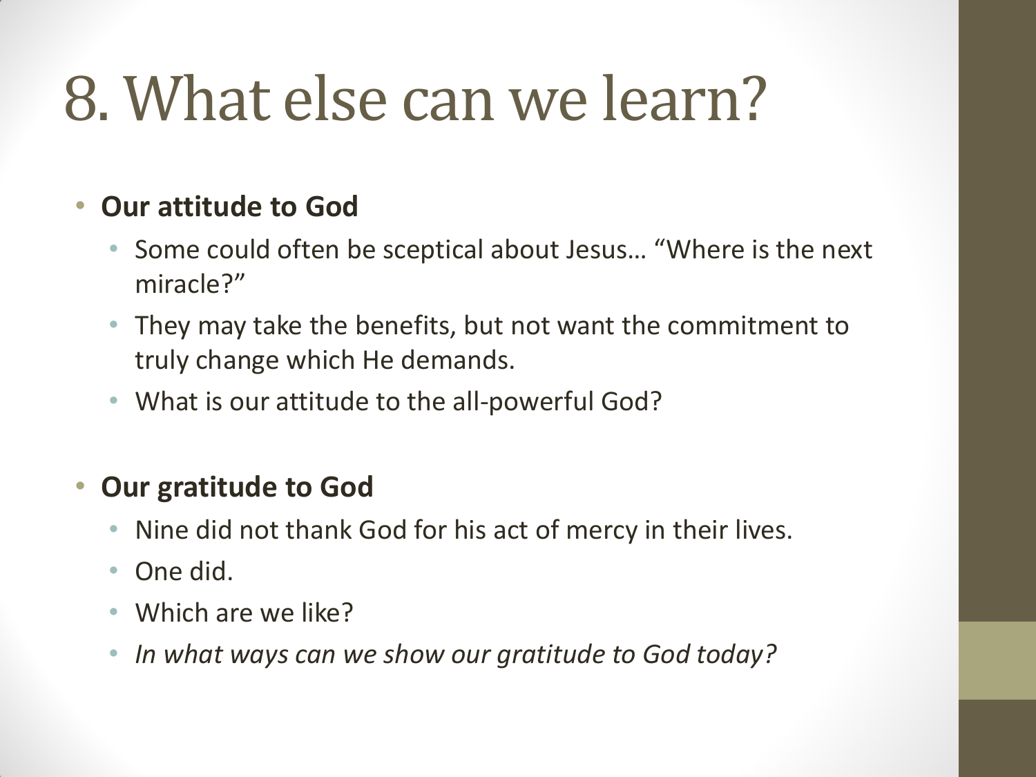# 8. What else can we learn?

- **Our attitude to God**
  - Some could often be sceptical about Jesus… “Where is the next miracle?”
  - They may take the benefits, but not want the commitment to truly change which He demands.
  - What is our attitude to the all-powerful God?

- **Our gratitude to God**
  - Nine did not thank God for his act of mercy in their lives.
  - One did.
  - Which are we like?
  - *In what ways can we show our gratitude to God today?*